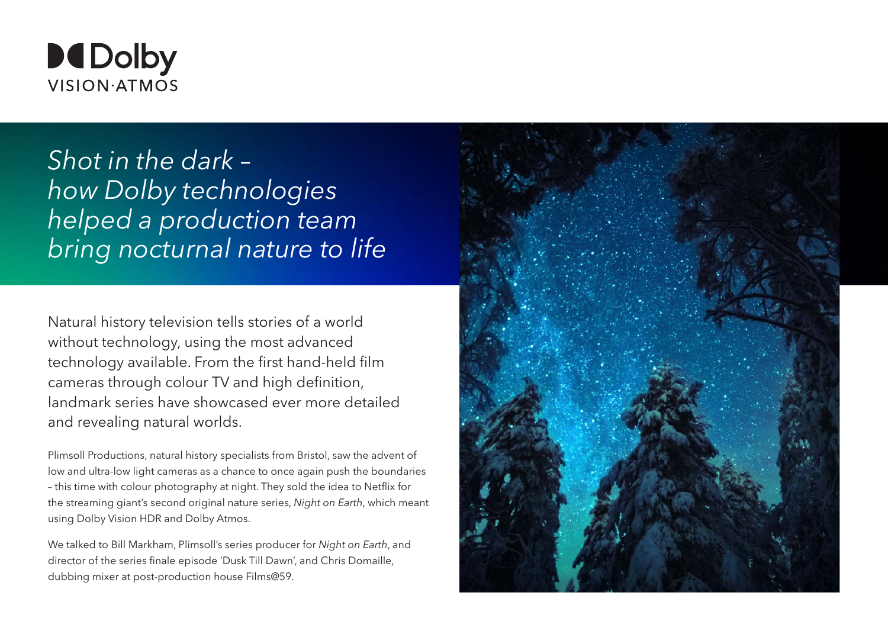Dolby VISION·ATMOS

# *Shot in the dark – how Dolby technologies helped a production team bring nocturnal nature to life*

Natural history television tells stories of a world without technology, using the most advanced technology available. From the first hand-held film cameras through colour TV and high definition, landmark series have showcased ever more detailed and revealing natural worlds.

Plimsoll Productions, natural history specialists from Bristol, saw the advent of low and ultra-low light cameras as a chance to once again push the boundaries – this time with colour photography at night. They sold the idea to Netflix for the streaming giant's second original nature series, *Night on Earth*, which meant using Dolby Vision HDR and Dolby Atmos.

We talked to Bill Markham, Plimsoll's series producer for *Night on Earth*, and director of the series finale episode 'Dusk Till Dawn', and Chris Domaille, dubbing mixer at post-production house Films@59.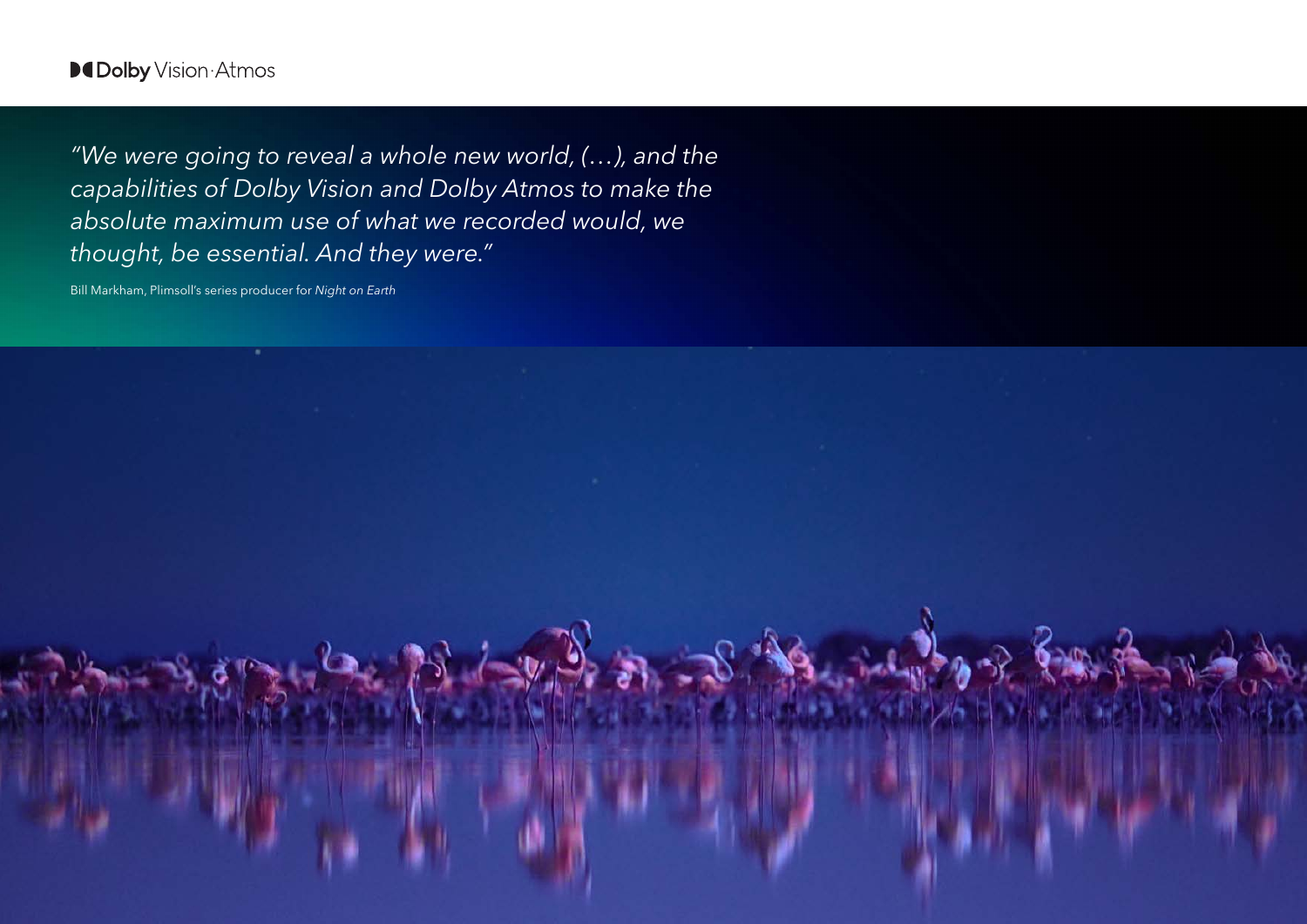*"We were going to reveal a whole new world, (…), and the capabilities of Dolby Vision and Dolby Atmos to make the absolute maximum use of what we recorded would, we thought, be essential. And they were."*

Bill Markham, Plimsoll's series producer for *Night on Earth*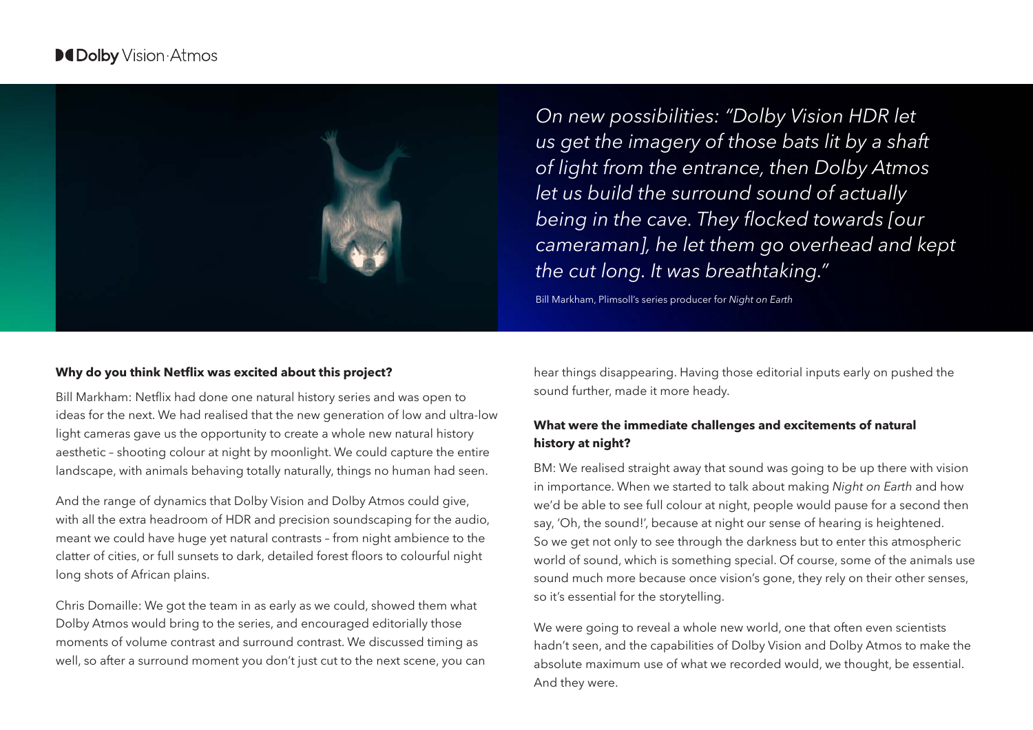*On new possibilities: "Dolby Vision HDR let us get the imagery of those bats lit by a shaft of light from the entrance, then Dolby Atmos let us build the surround sound of actually being in the cave. They flocked towards [our cameraman], he let them go overhead and kept the cut long. It was breathtaking."*

Bill Markham, Plimsoll's series producer for *Night on Earth*

**Why do you think Netflix was excited about this project?**

Bill Markham: Netflix had done one natural history series and was open to ideas for the next. We had realised that the new generation of low and ultra-low light cameras gave us the opportunity to create a whole new natural history aesthetic – shooting colour at night by moonlight. We could capture the entire landscape, with animals behaving totally naturally, things no human had seen.

And the range of dynamics that Dolby Vision and Dolby Atmos could give, with all the extra headroom of HDR and precision soundscaping for the audio, meant we could have huge yet natural contrasts – from night ambience to the clatter of cities, or full sunsets to dark, detailed forest floors to colourful night long shots of African plains.

Chris Domaille: We got the team in as early as we could, showed them what Dolby Atmos would bring to the series, and encouraged editorially those moments of volume contrast and surround contrast. We discussed timing as well, so after a surround moment you don't just cut to the next scene, you can hear things disappearing. Having those editorial inputs early on pushed the sound further, made it more heady.

**What were the immediate challenges and excitements of natural history at night?**

BM: We realised straight away that sound was going to be up there with vision in importance. When we started to talk about making *Night on Earth* and how we'd be able to see full colour at night, people would pause for a second then say, 'Oh, the sound!', because at night our sense of hearing is heightened. So we get not only to see through the darkness but to enter this atmospheric world of sound, which is something special. Of course, some of the animals use sound much more because once vision's gone, they rely on their other senses, so it's essential for the storytelling.

We were going to reveal a whole new world, one that often even scientists hadn't seen, and the capabilities of Dolby Vision and Dolby Atmos to make the absolute maximum use of what we recorded would, we thought, be essential. And they were.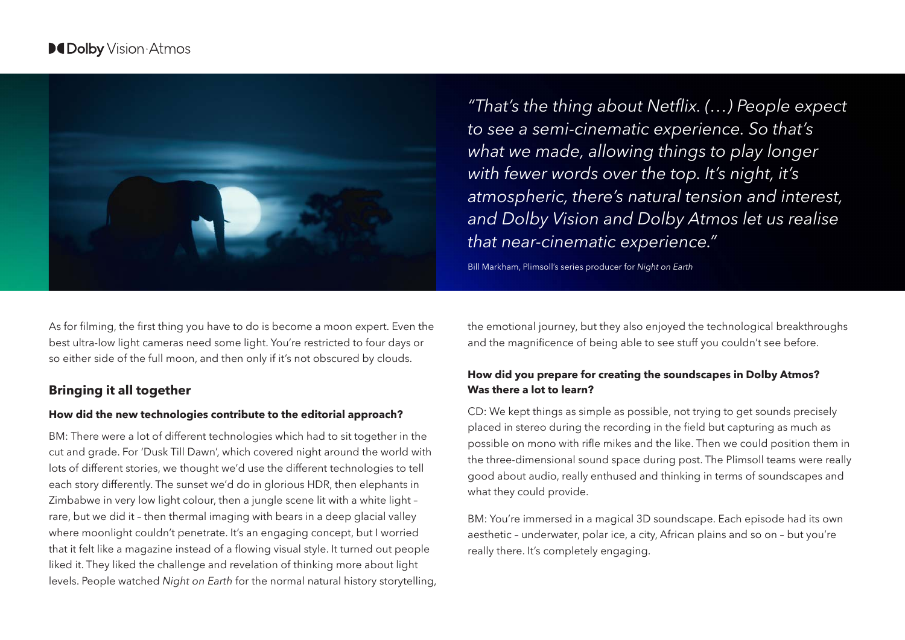*"That's the thing about Netflix. (…) People expect to see a semi-cinematic experience. So that's what we made, allowing things to play longer with fewer words over the top. It's night, it's atmospheric, there's natural tension and interest, and Dolby Vision and Dolby Atmos let us realise that near-cinematic experience."*

Bill Markham, Plimsoll's series producer for *Night on Earth*

As for filming, the first thing you have to do is become a moon expert. Even the best ultra-low light cameras need some light. You're restricted to four days or so either side of the full moon, and then only if it's not obscured by clouds.

## Bringing it all together

**How did the new technologies contribute to the editorial approach?**

BM: There were a lot of different technologies which had to sit together in the cut and grade. For 'Dusk Till Dawn', which covered night around the world with lots of different stories, we thought we'd use the different technologies to tell each story differently. The sunset we'd do in glorious HDR, then elephants in Zimbabwe in very low light colour, then a jungle scene lit with a white light – rare, but we did it – then thermal imaging with bears in a deep glacial valley where moonlight couldn't penetrate. It's an engaging concept, but I worried that it felt like a magazine instead of a flowing visual style. It turned out people liked it. They liked the challenge and revelation of thinking more about light levels. People watched *Night on Earth* for the normal natural history storytelling, the emotional journey, but they also enjoyed the technological breakthroughs and the magnificence of being able to see stuff you couldn't see before.

**How did you prepare for creating the soundscapes in Dolby Atmos? Was there a lot to learn?**

CD: We kept things as simple as possible, not trying to get sounds precisely placed in stereo during the recording in the field but capturing as much as possible on mono with rifle mikes and the like. Then we could position them in the three-dimensional sound space during post. The Plimsoll teams were really good about audio, really enthused and thinking in terms of soundscapes and what they could provide.

BM: You're immersed in a magical 3D soundscape. Each episode had its own aesthetic – underwater, polar ice, a city, African plains and so on – but you're really there. It's completely engaging.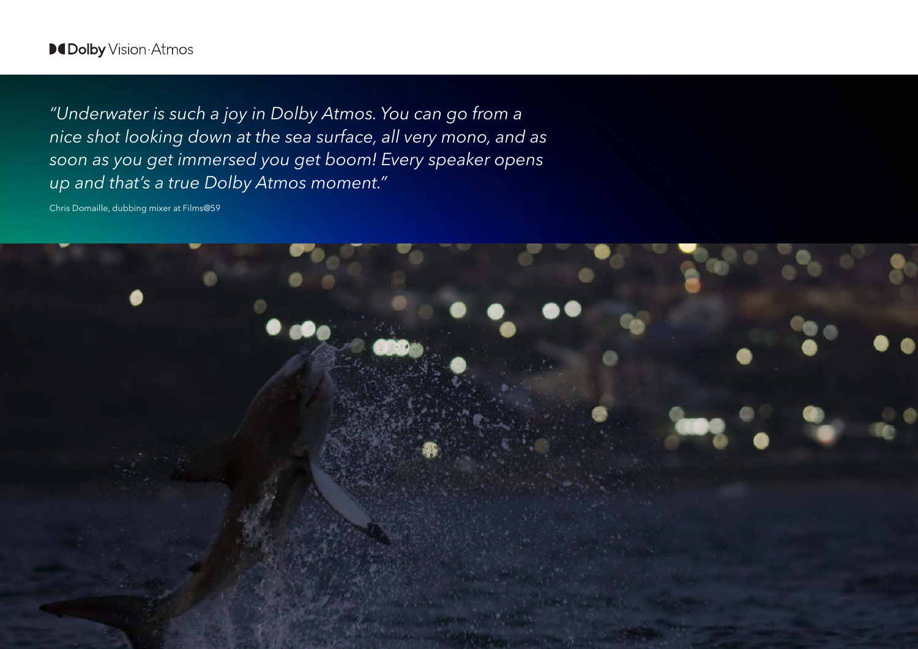*"Underwater is such a joy in Dolby Atmos. You can go from a nice shot looking down at the sea surface, all very mono, and as soon as you get immersed you get boom! Every speaker opens up and that's a true Dolby Atmos moment."*

Chris Domaille, dubbing mixer at Films@59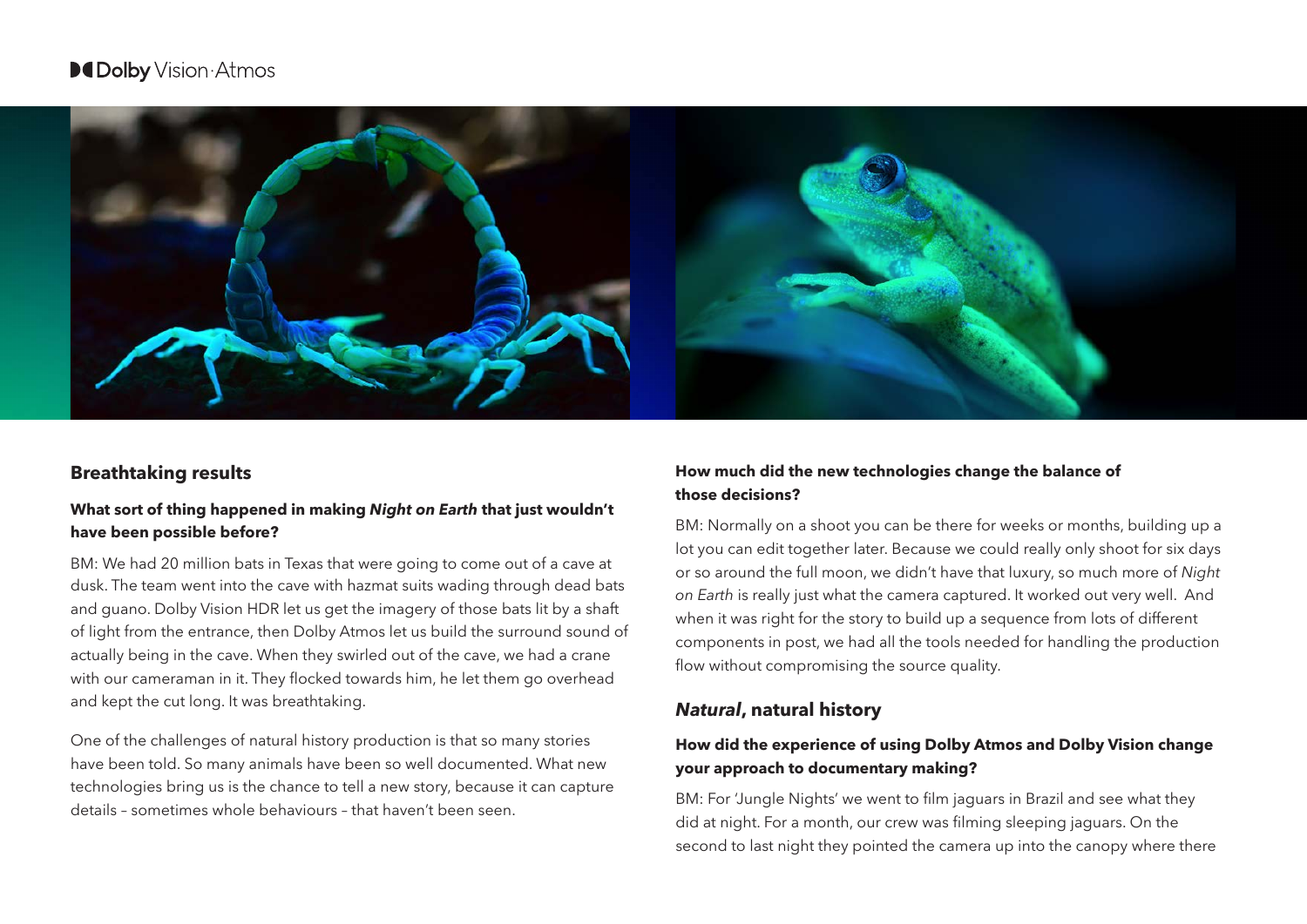## Breathtaking results

**What sort of thing happened in making *Night on Earth* that just wouldn't have been possible before?**

BM: We had 20 million bats in Texas that were going to come out of a cave at dusk. The team went into the cave with hazmat suits wading through dead bats and guano. Dolby Vision HDR let us get the imagery of those bats lit by a shaft of light from the entrance, then Dolby Atmos let us build the surround sound of actually being in the cave. When they swirled out of the cave, we had a crane with our cameraman in it. They flocked towards him, he let them go overhead and kept the cut long. It was breathtaking.

One of the challenges of natural history production is that so many stories have been told. So many animals have been so well documented. What new technologies bring us is the chance to tell a new story, because it can capture details – sometimes whole behaviours – that haven't been seen.

**How much did the new technologies change the balance of those decisions?**

BM: Normally on a shoot you can be there for weeks or months, building up a lot you can edit together later. Because we could really only shoot for six days or so around the full moon, we didn't have that luxury, so much more of *Night on Earth* is really just what the camera captured. It worked out very well. And when it was right for the story to build up a sequence from lots of different components in post, we had all the tools needed for handling the production flow without compromising the source quality.

## *Natural*, natural history

**How did the experience of using Dolby Atmos and Dolby Vision change your approach to documentary making?**

BM: For 'Jungle Nights' we went to film jaguars in Brazil and see what they did at night. For a month, our crew was filming sleeping jaguars. On the second to last night they pointed the camera up into the canopy where there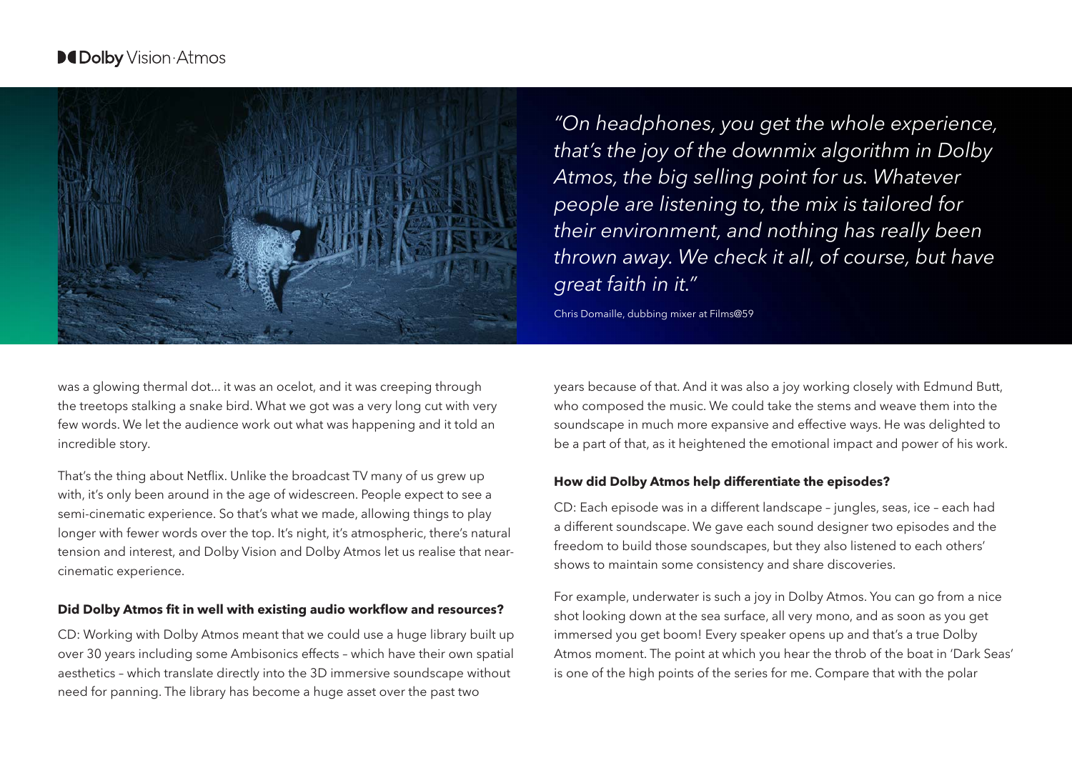*"On headphones, you get the whole experience, that's the joy of the downmix algorithm in Dolby Atmos, the big selling point for us. Whatever people are listening to, the mix is tailored for their environment, and nothing has really been thrown away. We check it all, of course, but have great faith in it."*

Chris Domaille, dubbing mixer at Films@59

was a glowing thermal dot... it was an ocelot, and it was creeping through the treetops stalking a snake bird. What we got was a very long cut with very few words. We let the audience work out what was happening and it told an incredible story.

That's the thing about Netflix. Unlike the broadcast TV many of us grew up with, it's only been around in the age of widescreen. People expect to see a semi-cinematic experience. So that's what we made, allowing things to play longer with fewer words over the top. It's night, it's atmospheric, there's natural tension and interest, and Dolby Vision and Dolby Atmos let us realise that near-cinematic experience.

**Did Dolby Atmos fit in well with existing audio workflow and resources?**

CD: Working with Dolby Atmos meant that we could use a huge library built up over 30 years including some Ambisonics effects – which have their own spatial aesthetics – which translate directly into the 3D immersive soundscape without need for panning. The library has become a huge asset over the past two years because of that. And it was also a joy working closely with Edmund Butt, who composed the music. We could take the stems and weave them into the soundscape in much more expansive and effective ways. He was delighted to be a part of that, as it heightened the emotional impact and power of his work.

**How did Dolby Atmos help differentiate the episodes?**

CD: Each episode was in a different landscape – jungles, seas, ice – each had a different soundscape. We gave each sound designer two episodes and the freedom to build those soundscapes, but they also listened to each others' shows to maintain some consistency and share discoveries.

For example, underwater is such a joy in Dolby Atmos. You can go from a nice shot looking down at the sea surface, all very mono, and as soon as you get immersed you get boom! Every speaker opens up and that's a true Dolby Atmos moment. The point at which you hear the throb of the boat in 'Dark Seas' is one of the high points of the series for me. Compare that with the polar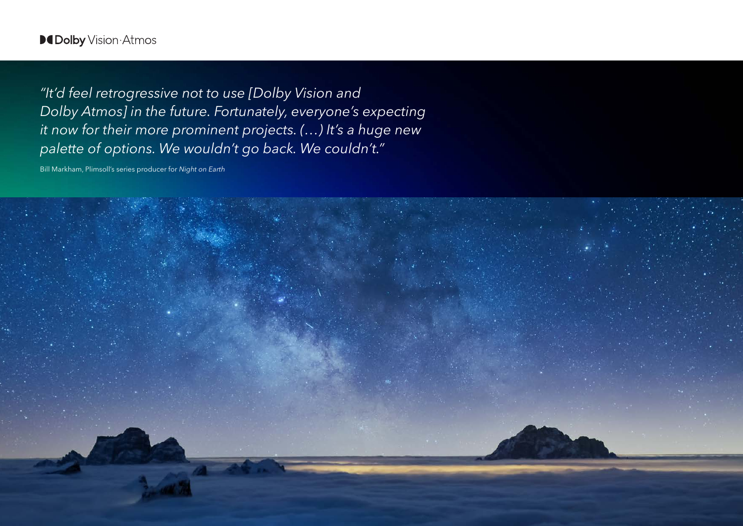*"It'd feel retrogressive not to use [Dolby Vision and Dolby Atmos] in the future. Fortunately, everyone's expecting it now for their more prominent projects. (…) It's a huge new palette of options. We wouldn't go back. We couldn't."*

Bill Markham, Plimsoll's series producer for *Night on Earth*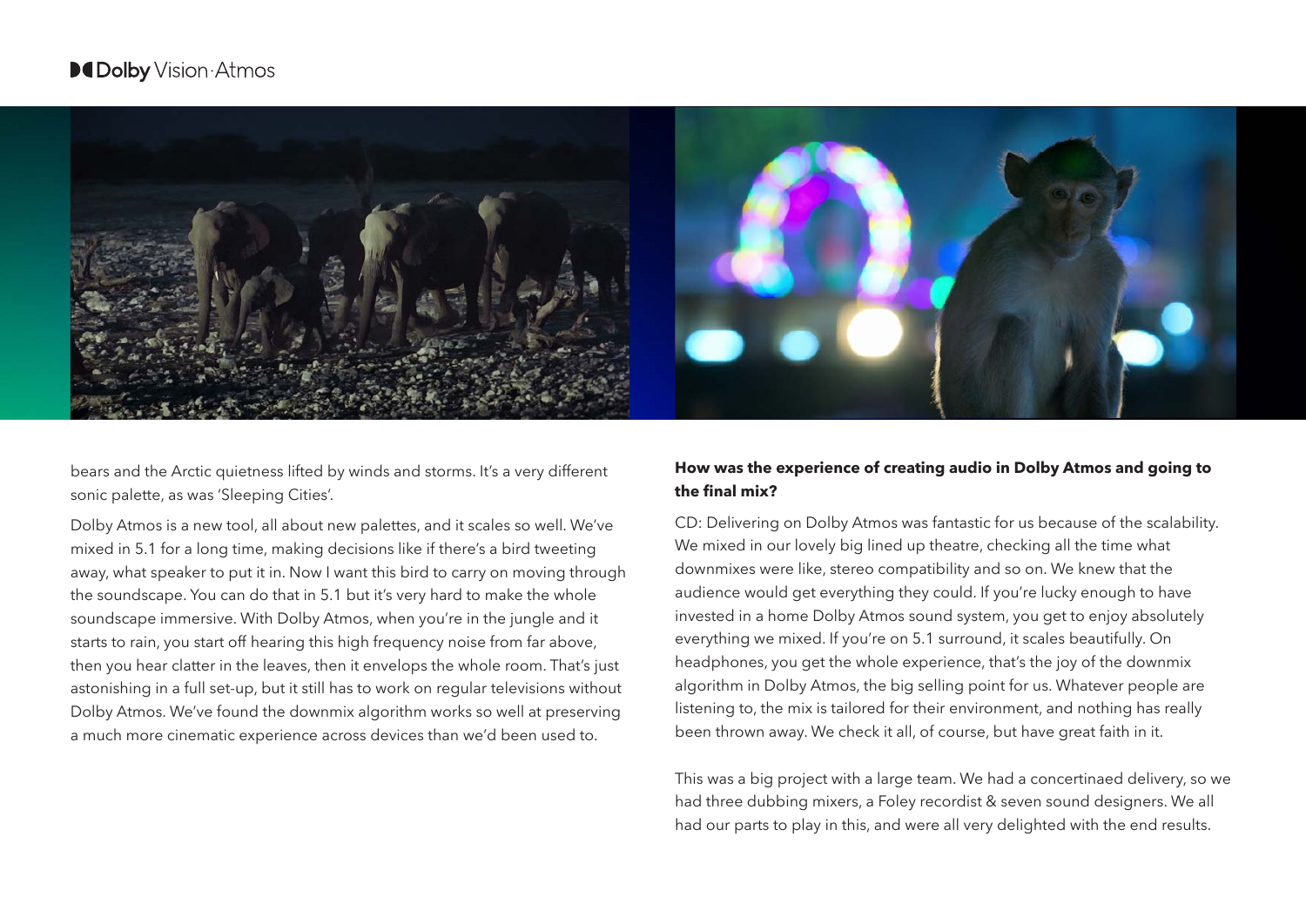bears and the Arctic quietness lifted by winds and storms. It's a very different sonic palette, as was 'Sleeping Cities'.

Dolby Atmos is a new tool, all about new palettes, and it scales so well. We've mixed in 5.1 for a long time, making decisions like if there's a bird tweeting away, what speaker to put it in. Now I want this bird to carry on moving through the soundscape. You can do that in 5.1 but it's very hard to make the whole soundscape immersive. With Dolby Atmos, when you're in the jungle and it starts to rain, you start off hearing this high frequency noise from far above, then you hear clatter in the leaves, then it envelops the whole room. That's just astonishing in a full set-up, but it still has to work on regular televisions without Dolby Atmos. We've found the downmix algorithm works so well at preserving a much more cinematic experience across devices than we'd been used to.

**How was the experience of creating audio in Dolby Atmos and going to the final mix?**

CD: Delivering on Dolby Atmos was fantastic for us because of the scalability. We mixed in our lovely big lined up theatre, checking all the time what downmixes were like, stereo compatibility and so on. We knew that the audience would get everything they could. If you're lucky enough to have invested in a home Dolby Atmos sound system, you get to enjoy absolutely everything we mixed. If you're on 5.1 surround, it scales beautifully. On headphones, you get the whole experience, that's the joy of the downmix algorithm in Dolby Atmos, the big selling point for us. Whatever people are listening to, the mix is tailored for their environment, and nothing has really been thrown away. We check it all, of course, but have great faith in it.

This was a big project with a large team. We had a concertinaed delivery, so we had three dubbing mixers, a Foley recordist & seven sound designers. We all had our parts to play in this, and were all very delighted with the end results.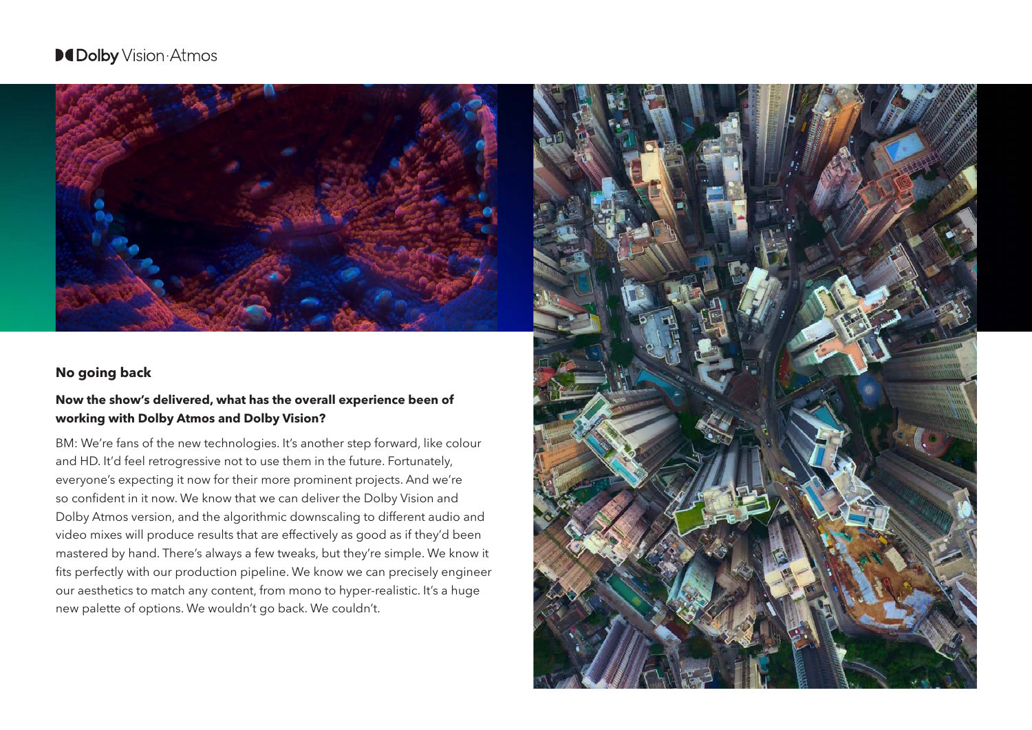## No going back

**Now the show's delivered, what has the overall experience been of working with Dolby Atmos and Dolby Vision?**

BM: We're fans of the new technologies. It's another step forward, like colour and HD. It'd feel retrogressive not to use them in the future. Fortunately, everyone's expecting it now for their more prominent projects. And we're so confident in it now. We know that we can deliver the Dolby Vision and Dolby Atmos version, and the algorithmic downscaling to different audio and video mixes will produce results that are effectively as good as if they'd been mastered by hand. There's always a few tweaks, but they're simple. We know it fits perfectly with our production pipeline. We know we can precisely engineer our aesthetics to match any content, from mono to hyper-realistic. It's a huge new palette of options. We wouldn't go back. We couldn't.